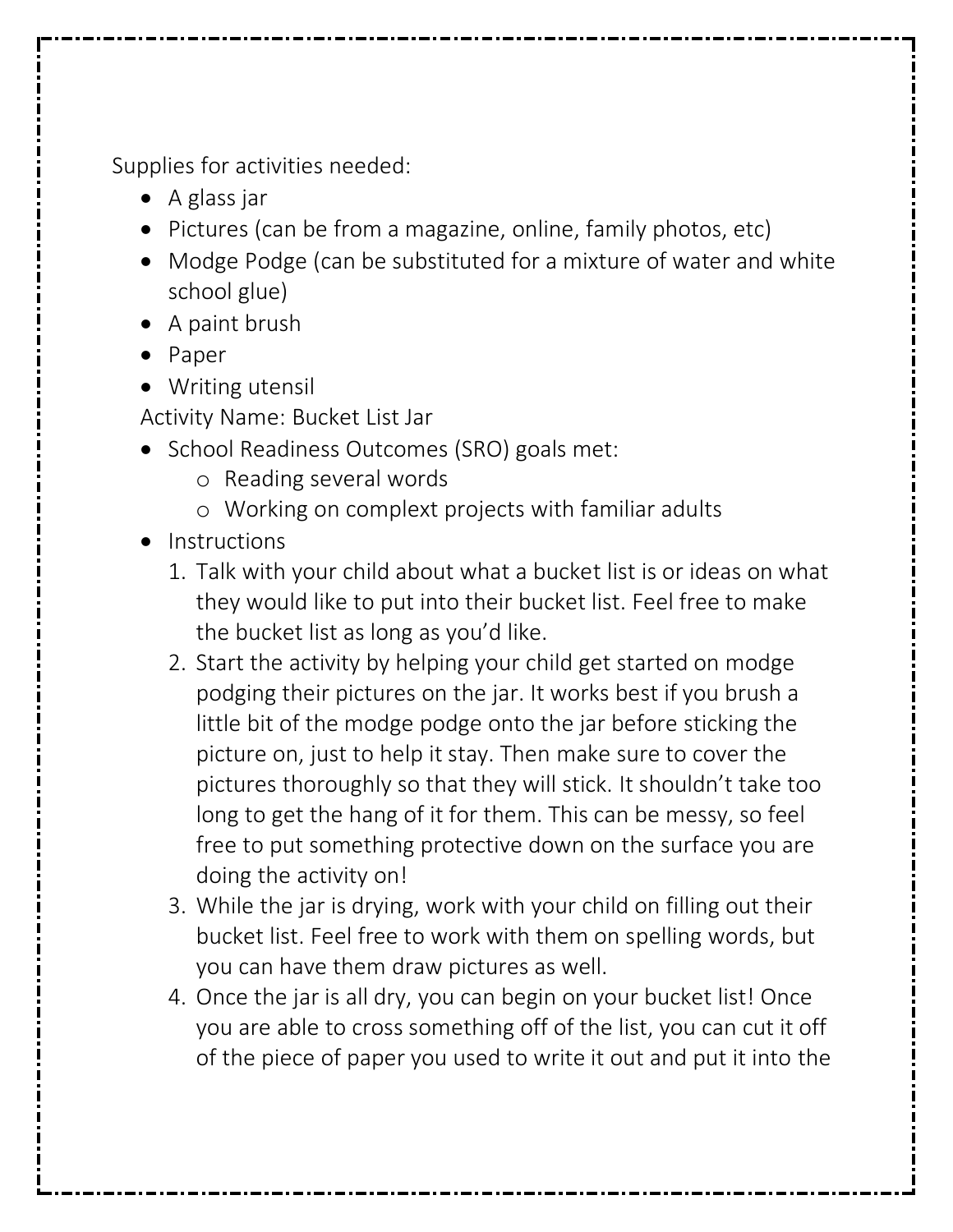Supplies for activities needed:

- A glass jar
- Pictures (can be from a magazine, online, family photos, etc)
- Modge Podge (can be substituted for a mixture of water and white school glue)
- A paint brush
- Paper
- Writing utensil

Activity Name: Bucket List Jar

- School Readiness Outcomes (SRO) goals met:
  - Reading several words
  - Working on complext projects with familiar adults
- Instructions
  1. Talk with your child about what a bucket list is or ideas on what they would like to put into their bucket list. Feel free to make the bucket list as long as you'd like.
  2. Start the activity by helping your child get started on modge podging their pictures on the jar. It works best if you brush a little bit of the modge podge onto the jar before sticking the picture on, just to help it stay. Then make sure to cover the pictures thoroughly so that they will stick. It shouldn't take too long to get the hang of it for them. This can be messy, so feel free to put something protective down on the surface you are doing the activity on!
  3. While the jar is drying, work with your child on filling out their bucket list. Feel free to work with them on spelling words, but you can have them draw pictures as well.
  4. Once the jar is all dry, you can begin on your bucket list! Once you are able to cross something off of the list, you can cut it off of the piece of paper you used to write it out and put it into the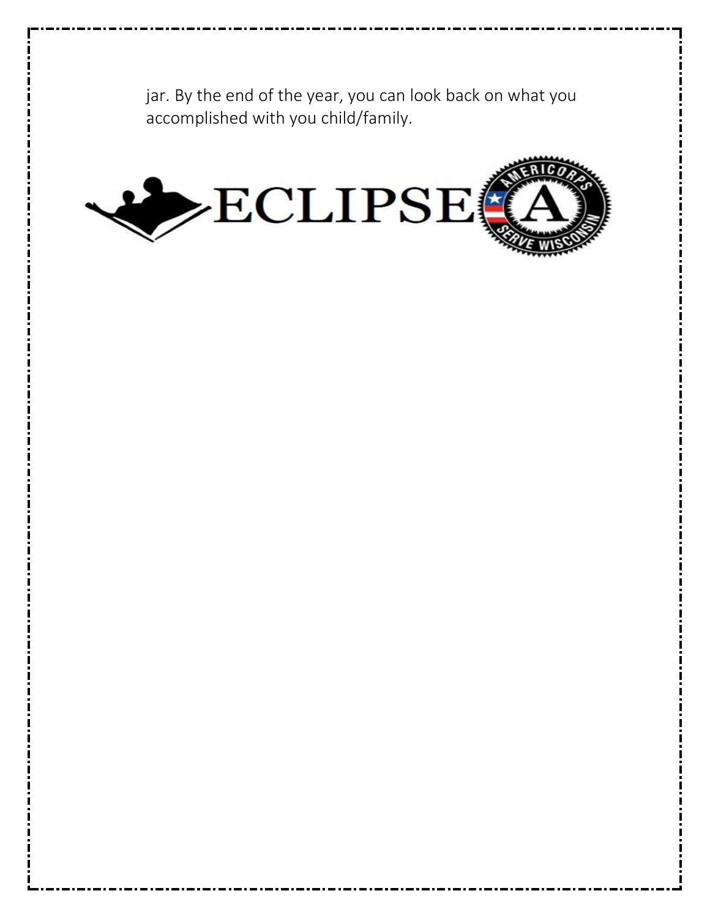jar. By the end of the year, you can look back on what you accomplished with you child/family.

ECLIPSE

AMERICORPS SERVE WISCONSIN